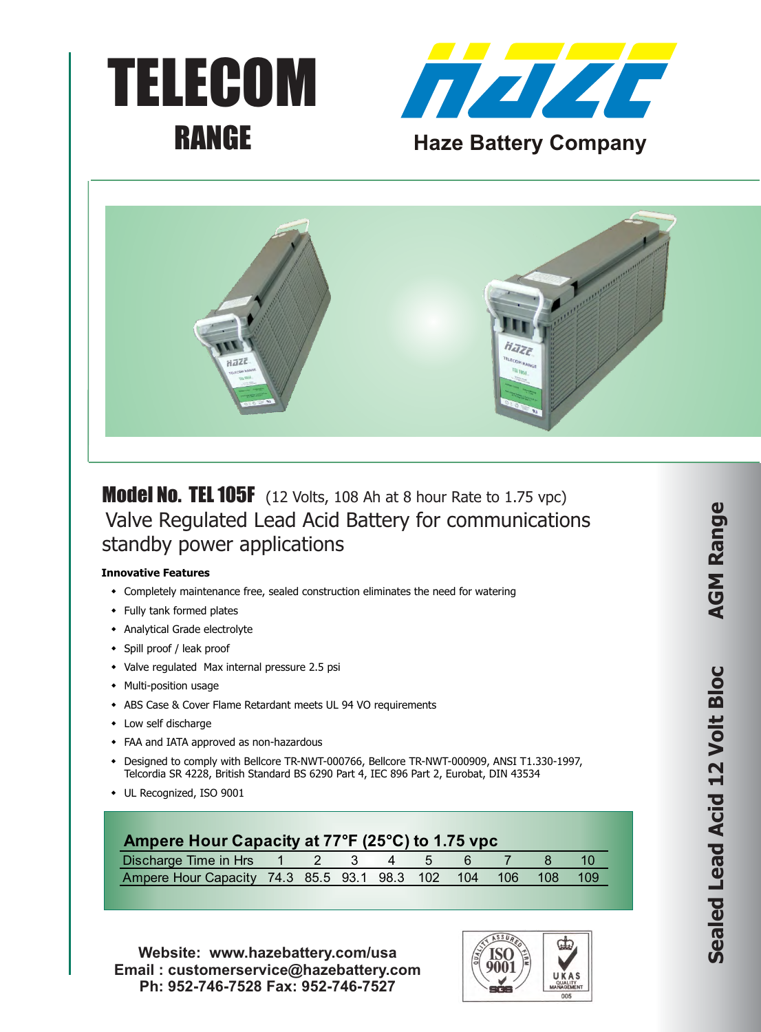# TELECOM RANGE

Haze Battery Company

## Model No. TEL 105F (12 Volts, 108 Ah at 8 hour Rate to 1.75 vpc)

Valve Regulated Lead Acid Battery for communications standby power applications

**Innovative Features**

- Completely maintenance free, sealed construction eliminates the need for watering
- Fully tank formed plates
- Analytical Grade electrolyte
- Spill proof / leak proof
- Valve regulated Max internal pressure 2.5 psi
- Multi-position usage
- ABS Case & Cover Flame Retardant meets UL 94 VO requirements
- Low self discharge
- FAA and IATA approved as non-hazardous
- Designed to comply with Bellcore TR-NWT-000766, Bellcore TR-NWT-000909, ANSI T1.330-1997, Telcordia SR 4228, British Standard BS 6290 Part 4, IEC 896 Part 2, Eurobat, DIN 43534
- UL Recognized, ISO 9001

### Ampere Hour Capacity at 77°F (25°C) to 1.75 vpc

| Discharge Time in Hrs | 1 | 2 | 3 | 4 | 5 | 6 | 7 | 8 | 10 |
|---|---|---|---|---|---|---|---|---|---|
| Ampere Hour Capacity | 74.3 | 85.5 | 93.1 | 98.3 | 102 | 104 | 106 | 108 | 109 |

**Website: www.hazebattery.com/usa**
**Email : customerservice@hazebattery.com**
**Ph: 952-746-7528 Fax: 952-746-7527**

Sealed Lead Acid 12 Volt Bloc AGM Range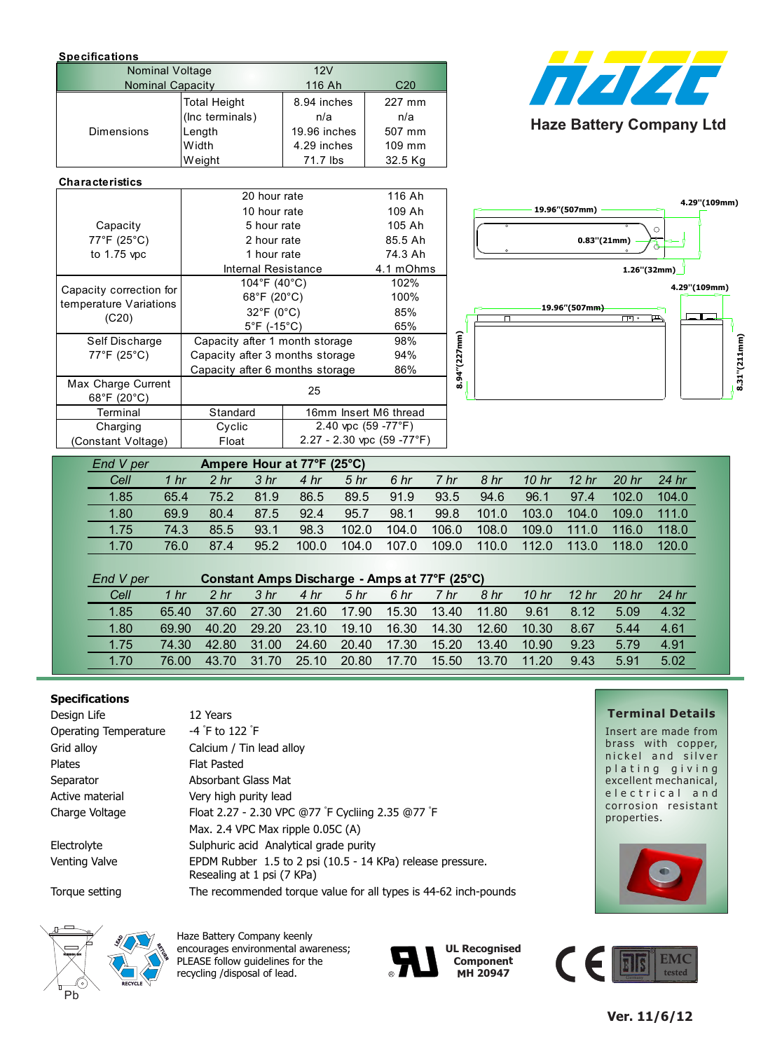## Specifications

| Nominal Voltage | | 12V | |
|---|---|---|---|
| Nominal Capacity | | 116 Ah | C20 |
| Dimensions | Total Height | 8.94 inches | 227 mm |
| | (Inc terminals) | n/a | n/a |
| | Length | 19.96 inches | 507 mm |
| | Width | 4.29 inches | 109 mm |
| | Weight | 71.7 lbs | 32.5 Kg |

**Haze Battery Company Ltd**

## Characteristics

| | | |
|---|---|---|
| Capacity 77°F (25°C) to 1.75 vpc | 20 hour rate | 116 Ah |
| | 10 hour rate | 109 Ah |
| | 5 hour rate | 105 Ah |
| | 2 hour rate | 85.5 Ah |
| | 1 hour rate | 74.3 Ah |
| | Internal Resistance | 4.1 mOhms |
| Capacity correction for temperature Variations (C20) | 104°F (40°C) | 102% |
| | 68°F (20°C) | 100% |
| | 32°F (0°C) | 85% |
| | 5°F (-15°C) | 65% |
| Self Discharge 77°F (25°C) | Capacity after 1 month storage | 98% |
| | Capacity after 3 months storage | 94% |
| | Capacity after 6 months storage | 86% |
| Max Charge Current 68°F (20°C) | 25 | |
| Terminal | Standard | 16mm Insert M6 thread |
| Charging (Constant Voltage) | Cyclic | 2.40 vpc (59 -77°F) |
| | Float | 2.27 - 2.30 vpc (59 -77°F) |

19.96"(507mm)
4.29"(109mm)
0.83"(21mm)
1.26"(32mm)
8.94"(227mm)
8.31"(211mm)

| End V per Cell | Ampere Hour at 77°F (25°C) 1 hr | 2 hr | 3 hr | 4 hr | 5 hr | 6 hr | 7 hr | 8 hr | 10 hr | 12 hr | 20 hr | 24 hr |
|---|---|---|---|---|---|---|---|---|---|---|---|---|
| 1.85 | 65.4 | 75.2 | 81.9 | 86.5 | 89.5 | 91.9 | 93.5 | 94.6 | 96.1 | 97.4 | 102.0 | 104.0 |
| 1.80 | 69.9 | 80.4 | 87.5 | 92.4 | 95.7 | 98.1 | 99.8 | 101.0 | 103.0 | 104.0 | 109.0 | 111.0 |
| 1.75 | 74.3 | 85.5 | 93.1 | 98.3 | 102.0 | 104.0 | 106.0 | 108.0 | 109.0 | 111.0 | 116.0 | 118.0 |
| 1.70 | 76.0 | 87.4 | 95.2 | 100.0 | 104.0 | 107.0 | 109.0 | 110.0 | 112.0 | 113.0 | 118.0 | 120.0 |

| End V per Cell | Constant Amps Discharge - Amps at 77°F (25°C) 1 hr | 2 hr | 3 hr | 4 hr | 5 hr | 6 hr | 7 hr | 8 hr | 10 hr | 12 hr | 20 hr | 24 hr |
|---|---|---|---|---|---|---|---|---|---|---|---|---|
| 1.85 | 65.40 | 37.60 | 27.30 | 21.60 | 17.90 | 15.30 | 13.40 | 11.80 | 9.61 | 8.12 | 5.09 | 4.32 |
| 1.80 | 69.90 | 40.20 | 29.20 | 23.10 | 19.10 | 16.30 | 14.30 | 12.60 | 10.30 | 8.67 | 5.44 | 4.61 |
| 1.75 | 74.30 | 42.80 | 31.00 | 24.60 | 20.40 | 17.30 | 15.20 | 13.40 | 10.90 | 9.23 | 5.79 | 4.91 |
| 1.70 | 76.00 | 43.70 | 31.70 | 25.10 | 20.80 | 17.70 | 15.50 | 13.70 | 11.20 | 9.43 | 5.91 | 5.02 |

## Specifications

| | |
|---|---|
| Design Life | 12 Years |
| Operating Temperature | -4 ˚F to 122 ˚F |
| Grid alloy | Calcium / Tin lead alloy |
| Plates | Flat Pasted |
| Separator | Absorbant Glass Mat |
| Active material | Very high purity lead |
| Charge Voltage | Float 2.27 - 2.30 VPC @77 ˚F Cycliing 2.35 @77 ˚F<br>Max. 2.4 VPC Max ripple 0.05C (A) |
| Electrolyte | Sulphuric acid Analytical grade purity |
| Venting Valve | EPDM Rubber 1.5 to 2 psi (10.5 - 14 KPa) release pressure.<br>Resealing at 1 psi (7 KPa) |
| Torque setting | The recommended torque value for all types is 44-62 inch-pounds |

### Terminal Details

Insert are made from brass with copper, nickel and silver plating giving excellent mechanical, electrical and corrosion resistant properties.

Pb

Haze Battery Company keenly encourages environmental awareness; PLEASE follow guidelines for the recycling /disposal of lead.

UL Recognised Component MH 20947

EMC tested

Ver. 11/6/12